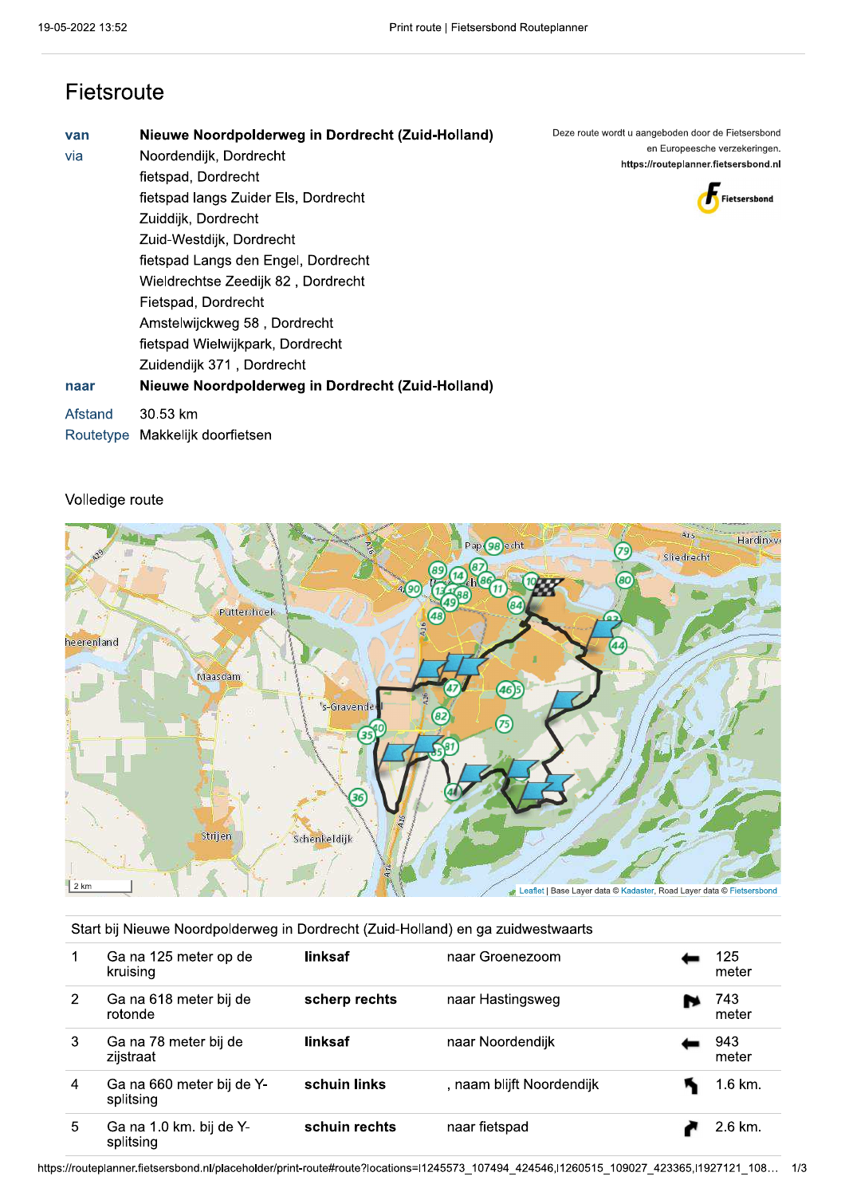# Fietsroute

| | |
|---|---|
| van | **Nieuwe Noordpolderweg in Dordrecht (Zuid-Holland)** |
| via | Noordendijk, Dordrecht |
| | fietspad, Dordrecht |
| | fietspad langs Zuider Els, Dordrecht |
| | Zuiddijk, Dordrecht |
| | Zuid-Westdijk, Dordrecht |
| | fietspad Langs den Engel, Dordrecht |
| | Wieldrechtse Zeedijk 82 , Dordrecht |
| | Fietspad, Dordrecht |
| | Amstelwijckweg 58 , Dordrecht |
| | fietspad Wielwijkpark, Dordrecht |
| | Zuidendijk 371 , Dordrecht |
| naar | **Nieuwe Noordpolderweg in Dordrecht (Zuid-Holland)** |
| Afstand | 30.53 km |
| Routetype | Makkelijk doorfietsen |

Deze route wordt u aangeboden door de Fietsersbond en Europeesche verzekeringen.
https://routeplanner.fietsersbond.nl

Fietsersbond

## Volledige route

Leaflet | Base Layer data © Kadaster, Road Layer data © Fietsersbond

Start bij Nieuwe Noordpolderweg in Dordrecht (Zuid-Holland) en ga zuidwestwaarts

| | | | | |
|---|---|---|---|---|
| 1 | Ga na 125 meter op de kruising | **linksaf** | naar Groenezoom | 125 meter |
| 2 | Ga na 618 meter bij de rotonde | **scherp rechts** | naar Hastingsweg | 743 meter |
| 3 | Ga na 78 meter bij de zijstraat | **linksaf** | naar Noordendijk | 943 meter |
| 4 | Ga na 660 meter bij de Y-splitsing | **schuin links** | , naam blijft Noordendijk | 1.6 km. |
| 5 | Ga na 1.0 km. bij de Y-splitsing | **schuin rechts** | naar fietspad | 2.6 km. |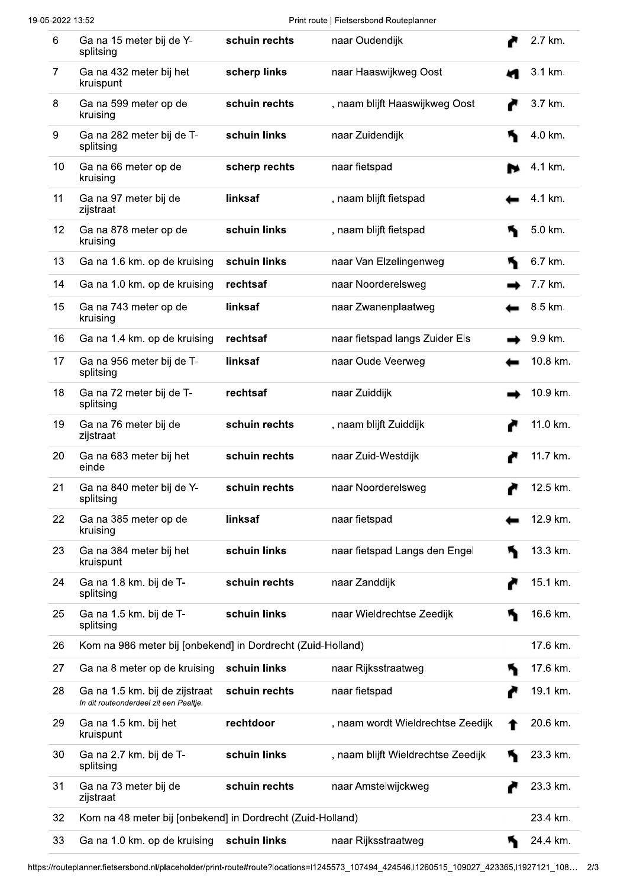| | | | | | |
|---|---|---|---|---|---|
| 6 | Ga na 15 meter bij de Y-splitsing | **schuin rechts** | naar Oudendijk | ↱ | 2.7 km. |
| 7 | Ga na 432 meter bij het kruispunt | **scherp links** | naar Haaswijkweg Oost | ↰ | 3.1 km. |
| 8 | Ga na 599 meter op de kruising | **schuin rechts** | , naam blijft Haaswijkweg Oost | ↱ | 3.7 km. |
| 9 | Ga na 282 meter bij de T-splitsing | **schuin links** | naar Zuidendijk | ↰ | 4.0 km. |
| 10 | Ga na 66 meter op de kruising | **scherp rechts** | naar fietspad | ↱ | 4.1 km. |
| 11 | Ga na 97 meter bij de zijstraat | **linksaf** | , naam blijft fietspad | ← | 4.1 km. |
| 12 | Ga na 878 meter op de kruising | **schuin links** | , naam blijft fietspad | ↰ | 5.0 km. |
| 13 | Ga na 1.6 km. op de kruising | **schuin links** | naar Van Elzelingenweg | ↰ | 6.7 km. |
| 14 | Ga na 1.0 km. op de kruising | **rechtsaf** | naar Noorderelsweg | → | 7.7 km. |
| 15 | Ga na 743 meter op de kruising | **linksaf** | naar Zwanenplaatweg | ← | 8.5 km. |
| 16 | Ga na 1.4 km. op de kruising | **rechtsaf** | naar fietspad langs Zuider Els | → | 9.9 km. |
| 17 | Ga na 956 meter bij de T-splitsing | **linksaf** | naar Oude Veerweg | ← | 10.8 km. |
| 18 | Ga na 72 meter bij de T-splitsing | **rechtsaf** | naar Zuiddijk | → | 10.9 km. |
| 19 | Ga na 76 meter bij de zijstraat | **schuin rechts** | , naam blijft Zuiddijk | ↱ | 11.0 km. |
| 20 | Ga na 683 meter bij het einde | **schuin rechts** | naar Zuid-Westdijk | ↱ | 11.7 km. |
| 21 | Ga na 840 meter bij de Y-splitsing | **schuin rechts** | naar Noorderelsweg | ↱ | 12.5 km. |
| 22 | Ga na 385 meter op de kruising | **linksaf** | naar fietspad | ← | 12.9 km. |
| 23 | Ga na 384 meter bij het kruispunt | **schuin links** | naar fietspad Langs den Engel | ↰ | 13.3 km. |
| 24 | Ga na 1.8 km. bij de T-splitsing | **schuin rechts** | naar Zanddijk | ↱ | 15.1 km. |
| 25 | Ga na 1.5 km. bij de T-splitsing | **schuin links** | naar Wieldrechtse Zeedijk | ↰ | 16.6 km. |
| 26 | Kom na 986 meter bij [onbekend] in Dordrecht (Zuid-Holland) | | | | 17.6 km. |
| 27 | Ga na 8 meter op de kruising | **schuin links** | naar Rijksstraatweg | ↰ | 17.6 km. |
| 28 | Ga na 1.5 km. bij de zijstraat *In dit routeonderdeel zit een Paaltje.* | **schuin rechts** | naar fietspad | ↱ | 19.1 km. |
| 29 | Ga na 1.5 km. bij het kruispunt | **rechtdoor** | , naam wordt Wieldrechtse Zeedijk | ↑ | 20.6 km. |
| 30 | Ga na 2.7 km. bij de T-splitsing | **schuin links** | , naam blijft Wieldrechtse Zeedijk | ↰ | 23.3 km. |
| 31 | Ga na 73 meter bij de zijstraat | **schuin rechts** | naar Amstelwijckweg | ↱ | 23.3 km. |
| 32 | Kom na 48 meter bij [onbekend] in Dordrecht (Zuid-Holland) | | | | 23.4 km. |
| 33 | Ga na 1.0 km. op de kruising | **schuin links** | naar Rijksstraatweg | ↰ | 24.4 km. |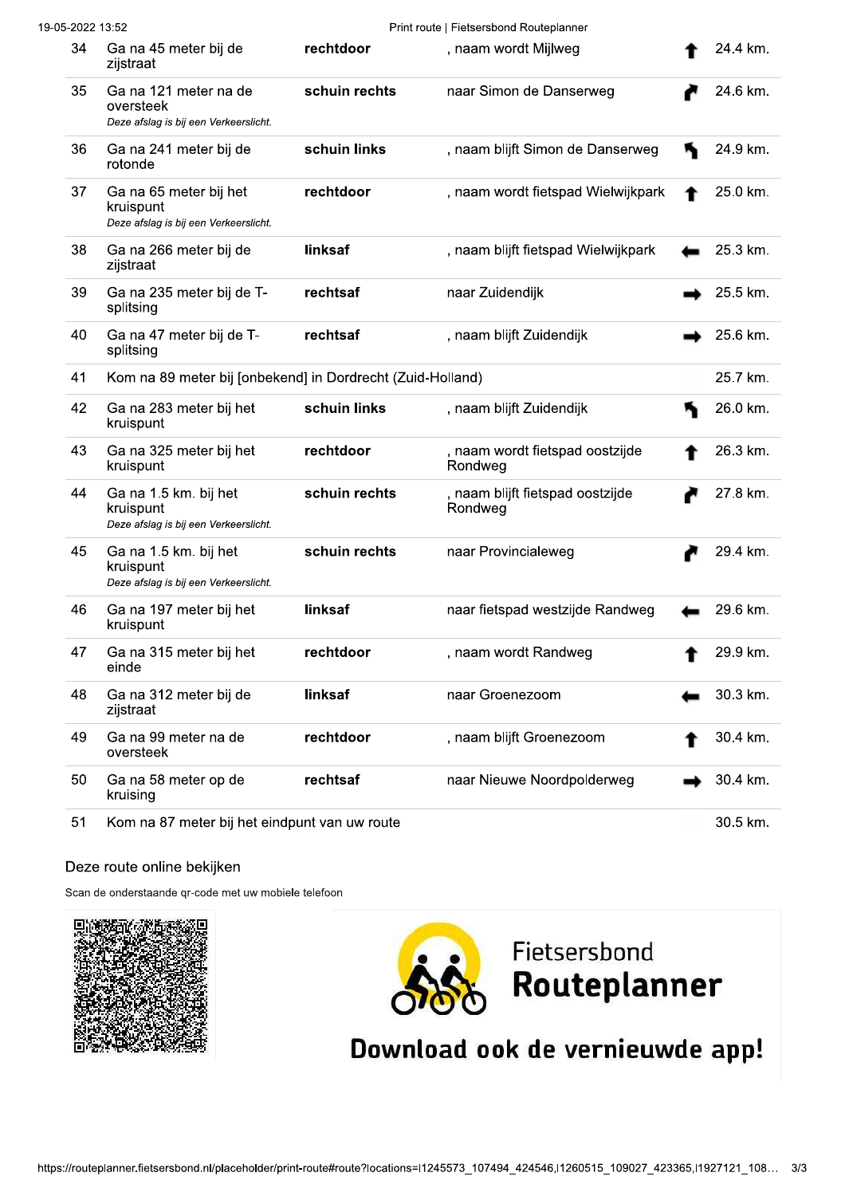| | | | | |
|---|---|---|---|---|
| 34 | Ga na 45 meter bij de zijstraat | **rechtdoor** | , naam wordt Mijlweg | 24.4 km. |
| 35 | Ga na 121 meter na de oversteek<br>*Deze afslag is bij een Verkeerslicht.* | **schuin rechts** | naar Simon de Danserweg | 24.6 km. |
| 36 | Ga na 241 meter bij de rotonde | **schuin links** | , naam blijft Simon de Danserweg | 24.9 km. |
| 37 | Ga na 65 meter bij het kruispunt<br>*Deze afslag is bij een Verkeerslicht.* | **rechtdoor** | , naam wordt fietspad Wielwijkpark | 25.0 km. |
| 38 | Ga na 266 meter bij de zijstraat | **linksaf** | , naam blijft fietspad Wielwijkpark | 25.3 km. |
| 39 | Ga na 235 meter bij de T-splitsing | **rechtsaf** | naar Zuidendijk | 25.5 km. |
| 40 | Ga na 47 meter bij de T-splitsing | **rechtsaf** | , naam blijft Zuidendijk | 25.6 km. |
| 41 | Kom na 89 meter bij [onbekend] in Dordrecht (Zuid-Holland) | | | 25.7 km. |
| 42 | Ga na 283 meter bij het kruispunt | **schuin links** | , naam blijft Zuidendijk | 26.0 km. |
| 43 | Ga na 325 meter bij het kruispunt | **rechtdoor** | , naam wordt fietspad oostzijde Rondweg | 26.3 km. |
| 44 | Ga na 1.5 km. bij het kruispunt<br>*Deze afslag is bij een Verkeerslicht.* | **schuin rechts** | , naam blijft fietspad oostzijde Rondweg | 27.8 km. |
| 45 | Ga na 1.5 km. bij het kruispunt<br>*Deze afslag is bij een Verkeerslicht.* | **schuin rechts** | naar Provincialeweg | 29.4 km. |
| 46 | Ga na 197 meter bij het kruispunt | **linksaf** | naar fietspad westzijde Randweg | 29.6 km. |
| 47 | Ga na 315 meter bij het einde | **rechtdoor** | , naam wordt Randweg | 29.9 km. |
| 48 | Ga na 312 meter bij de zijstraat | **linksaf** | naar Groenezoom | 30.3 km. |
| 49 | Ga na 99 meter na de oversteek | **rechtdoor** | , naam blijft Groenezoom | 30.4 km. |
| 50 | Ga na 58 meter op de kruising | **rechtsaf** | naar Nieuwe Noordpolderweg | 30.4 km. |
| 51 | Kom na 87 meter bij het eindpunt van uw route | | | 30.5 km. |

## Deze route online bekijken

Scan de onderstaande qr-code met uw mobiele telefoon

Fietsersbond **Routeplanner**

**Download ook de vernieuwde app!**